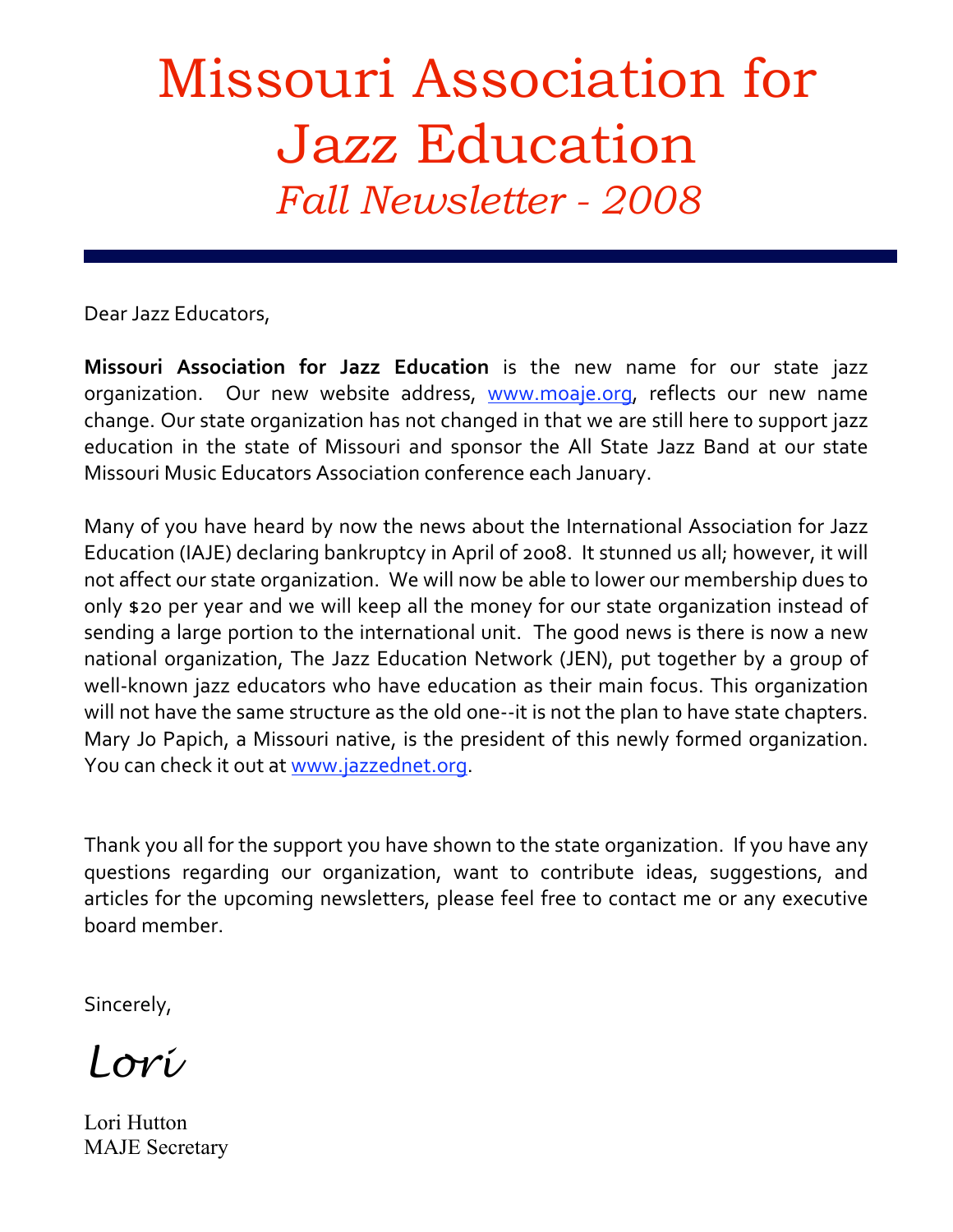# Missouri Association for Jazz Education

## *Fall Newsletter - 2008*

Dear Jazz Educators,

**Missouri Association for Jazz Education** is the new name for our state jazz organization. Our new website address, www.moaje.org, reflects our new name change. Our state organization has not changed in that we are still here to support jazz education in the state of Missouri and sponsor the All State Jazz Band at our state Missouri Music Educators Association conference each January.

Many of you have heard by now the news about the International Association for Jazz Education (IAJE) declaring bankruptcy in April of 2008. It stunned us all; however, it will not affect our state organization. We will now be able to lower our membership dues to only $20 per year and we will keep all the money for our state organization instead of sending a large portion to the international unit. The good news is there is now a new national organization, The Jazz Education Network (JEN), put together by a group of well-known jazz educators who have education as their main focus. This organization will not have the same structure as the old one--it is not the plan to have state chapters. Mary Jo Papich, a Missouri native, is the president of this newly formed organization. You can check it out at www.jazzednet.org.

Thank you all for the support you have shown to the state organization. If you have any questions regarding our organization, want to contribute ideas, suggestions, and articles for the upcoming newsletters, please feel free to contact me or any executive board member.

Sincerely,

*Lori*

Lori Hutton
MAJE Secretary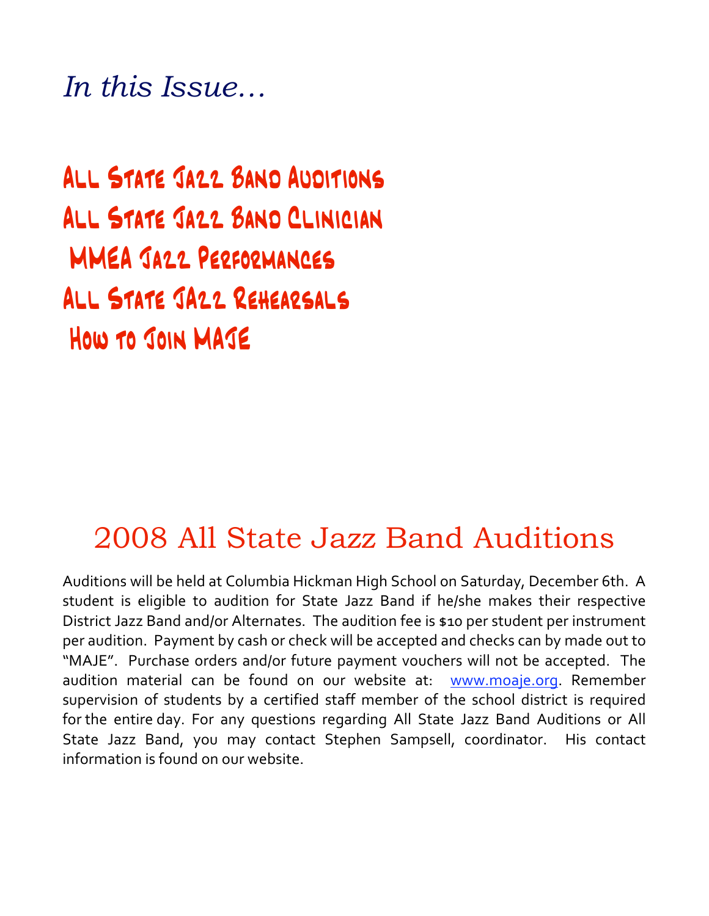*In this Issue…*

**All State Jazz Band Auditions**
**All State Jazz Band Clinician**
**MMEA Jazz Performances**
**All State JAzz Rehearsals**
**How to Join MAJE**

## 2008 All State Jazz Band Auditions

Auditions will be held at Columbia Hickman High School on Saturday, December 6th. A student is eligible to audition for State Jazz Band if he/she makes their respective District Jazz Band and/or Alternates. The audition fee is $10 per student per instrument per audition. Payment by cash or check will be accepted and checks can by made out to "MAJE". Purchase orders and/or future payment vouchers will not be accepted. The audition material can be found on our website at: [www.moaje.org](http://www.moaje.org). Remember supervision of students by a certified staff member of the school district is required for the entire day. For any questions regarding All State Jazz Band Auditions or All State Jazz Band, you may contact Stephen Sampsell, coordinator. His contact information is found on our website.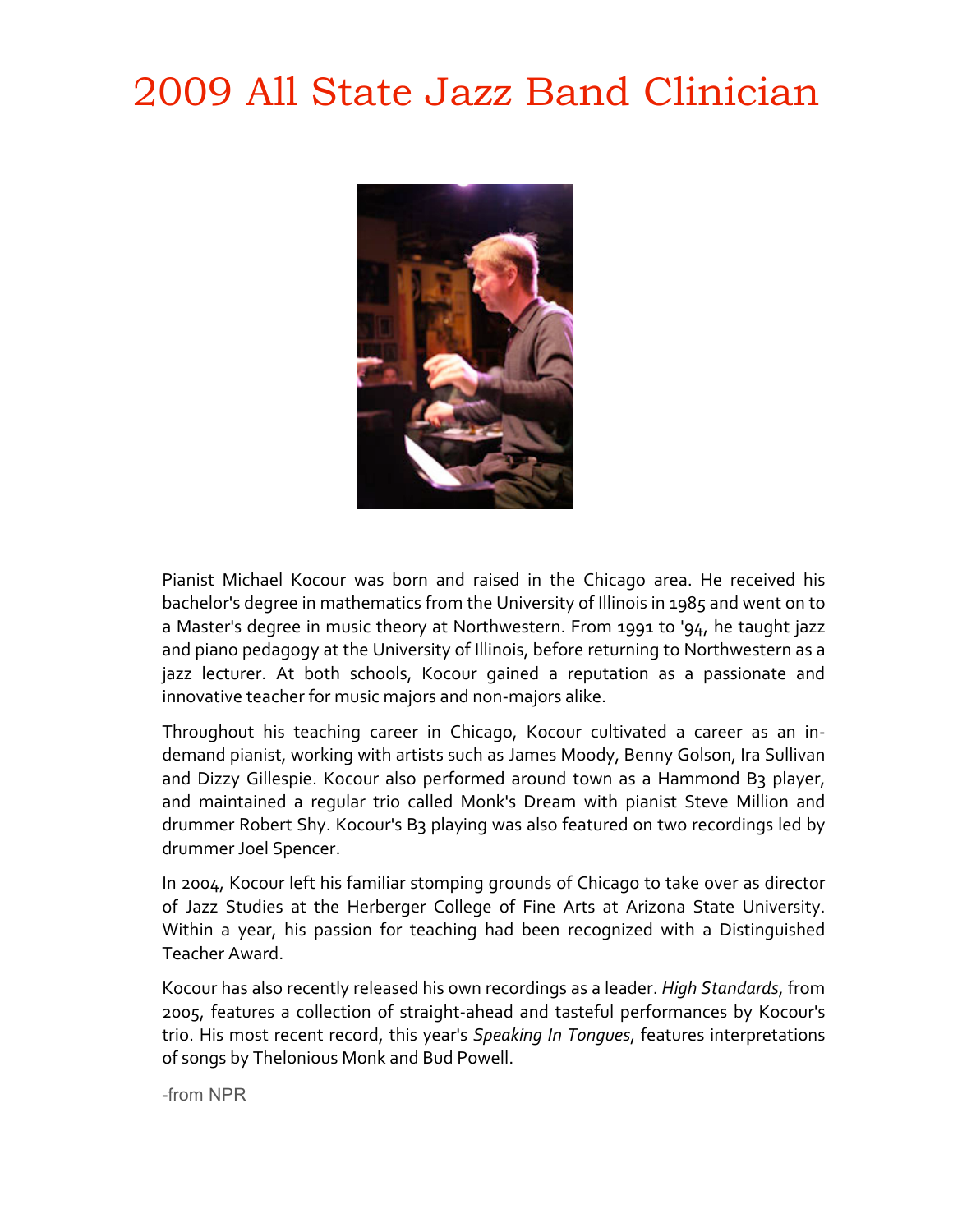# 2009 All State Jazz Band Clinician

Pianist Michael Kocour was born and raised in the Chicago area. He received his bachelor's degree in mathematics from the University of Illinois in 1985 and went on to a Master's degree in music theory at Northwestern. From 1991 to '94, he taught jazz and piano pedagogy at the University of Illinois, before returning to Northwestern as a jazz lecturer. At both schools, Kocour gained a reputation as a passionate and innovative teacher for music majors and non-majors alike.

Throughout his teaching career in Chicago, Kocour cultivated a career as an in-demand pianist, working with artists such as James Moody, Benny Golson, Ira Sullivan and Dizzy Gillespie. Kocour also performed around town as a Hammond B3 player, and maintained a regular trio called Monk's Dream with pianist Steve Million and drummer Robert Shy. Kocour's B3 playing was also featured on two recordings led by drummer Joel Spencer.

In 2004, Kocour left his familiar stomping grounds of Chicago to take over as director of Jazz Studies at the Herberger College of Fine Arts at Arizona State University. Within a year, his passion for teaching had been recognized with a Distinguished Teacher Award.

Kocour has also recently released his own recordings as a leader. *High Standards*, from 2005, features a collection of straight-ahead and tasteful performances by Kocour's trio. His most recent record, this year's *Speaking In Tongues*, features interpretations of songs by Thelonious Monk and Bud Powell.

-from NPR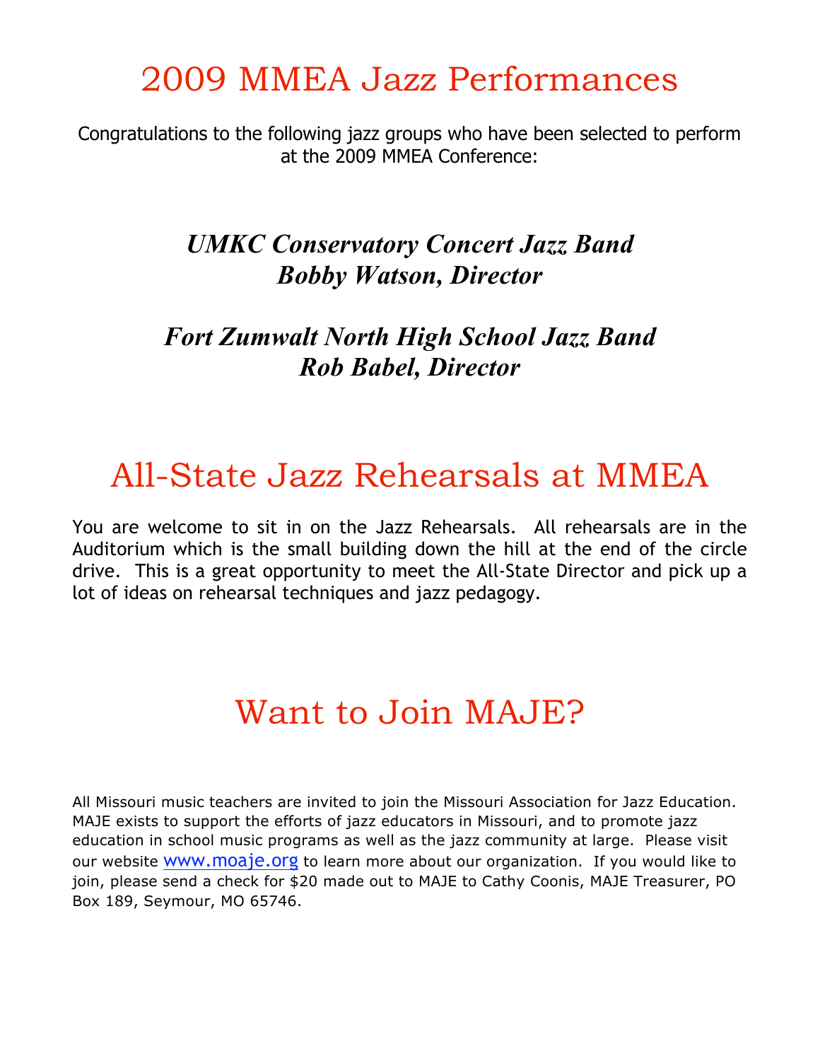# 2009 MMEA Jazz Performances

Congratulations to the following jazz groups who have been selected to perform at the 2009 MMEA Conference:

***UMKC Conservatory Concert Jazz Band***
***Bobby Watson, Director***

***Fort Zumwalt North High School Jazz Band***
***Rob Babel, Director***

# All-State Jazz Rehearsals at MMEA

You are welcome to sit in on the Jazz Rehearsals. All rehearsals are in the Auditorium which is the small building down the hill at the end of the circle drive. This is a great opportunity to meet the All-State Director and pick up a lot of ideas on rehearsal techniques and jazz pedagogy.

# Want to Join MAJE?

All Missouri music teachers are invited to join the Missouri Association for Jazz Education. MAJE exists to support the efforts of jazz educators in Missouri, and to promote jazz education in school music programs as well as the jazz community at large. Please visit our website www.moaje.org to learn more about our organization. If you would like to join, please send a check for $20 made out to MAJE to Cathy Coonis, MAJE Treasurer, PO Box 189, Seymour, MO 65746.